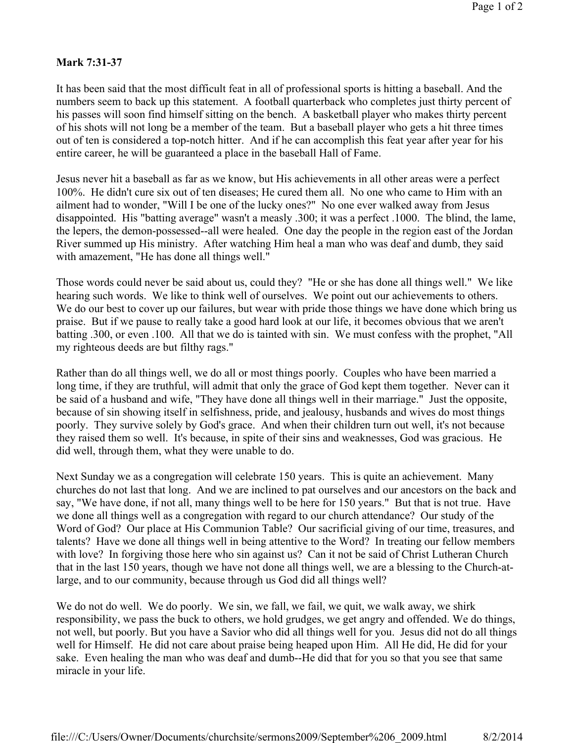**Mark 7:31-37**

It has been said that the most difficult feat in all of professional sports is hitting a baseball. And the numbers seem to back up this statement. A football quarterback who completes just thirty percent of his passes will soon find himself sitting on the bench. A basketball player who makes thirty percent of his shots will not long be a member of the team. But a baseball player who gets a hit three times out of ten is considered a top-notch hitter. And if he can accomplish this feat year after year for his entire career, he will be guaranteed a place in the baseball Hall of Fame.

Jesus never hit a baseball as far as we know, but His achievements in all other areas were a perfect 100%. He didn't cure six out of ten diseases; He cured them all. No one who came to Him with an ailment had to wonder, "Will I be one of the lucky ones?" No one ever walked away from Jesus disappointed. His "batting average" wasn't a measly .300; it was a perfect .1000. The blind, the lame, the lepers, the demon-possessed--all were healed. One day the people in the region east of the Jordan River summed up His ministry. After watching Him heal a man who was deaf and dumb, they said with amazement, "He has done all things well."

Those words could never be said about us, could they? "He or she has done all things well." We like hearing such words. We like to think well of ourselves. We point out our achievements to others. We do our best to cover up our failures, but wear with pride those things we have done which bring us praise. But if we pause to really take a good hard look at our life, it becomes obvious that we aren't batting .300, or even .100. All that we do is tainted with sin. We must confess with the prophet, "All my righteous deeds are but filthy rags."

Rather than do all things well, we do all or most things poorly. Couples who have been married a long time, if they are truthful, will admit that only the grace of God kept them together. Never can it be said of a husband and wife, "They have done all things well in their marriage." Just the opposite, because of sin showing itself in selfishness, pride, and jealousy, husbands and wives do most things poorly. They survive solely by God's grace. And when their children turn out well, it's not because they raised them so well. It's because, in spite of their sins and weaknesses, God was gracious. He did well, through them, what they were unable to do.

Next Sunday we as a congregation will celebrate 150 years. This is quite an achievement. Many churches do not last that long. And we are inclined to pat ourselves and our ancestors on the back and say, "We have done, if not all, many things well to be here for 150 years." But that is not true. Have we done all things well as a congregation with regard to our church attendance? Our study of the Word of God? Our place at His Communion Table? Our sacrificial giving of our time, treasures, and talents? Have we done all things well in being attentive to the Word? In treating our fellow members with love? In forgiving those here who sin against us? Can it not be said of Christ Lutheran Church that in the last 150 years, though we have not done all things well, we are a blessing to the Church-at-large, and to our community, because through us God did all things well?

We do not do well. We do poorly. We sin, we fall, we fail, we quit, we walk away, we shirk responsibility, we pass the buck to others, we hold grudges, we get angry and offended. We do things, not well, but poorly. But you have a Savior who did all things well for you. Jesus did not do all things well for Himself. He did not care about praise being heaped upon Him. All He did, He did for your sake. Even healing the man who was deaf and dumb--He did that for you so that you see that same miracle in your life.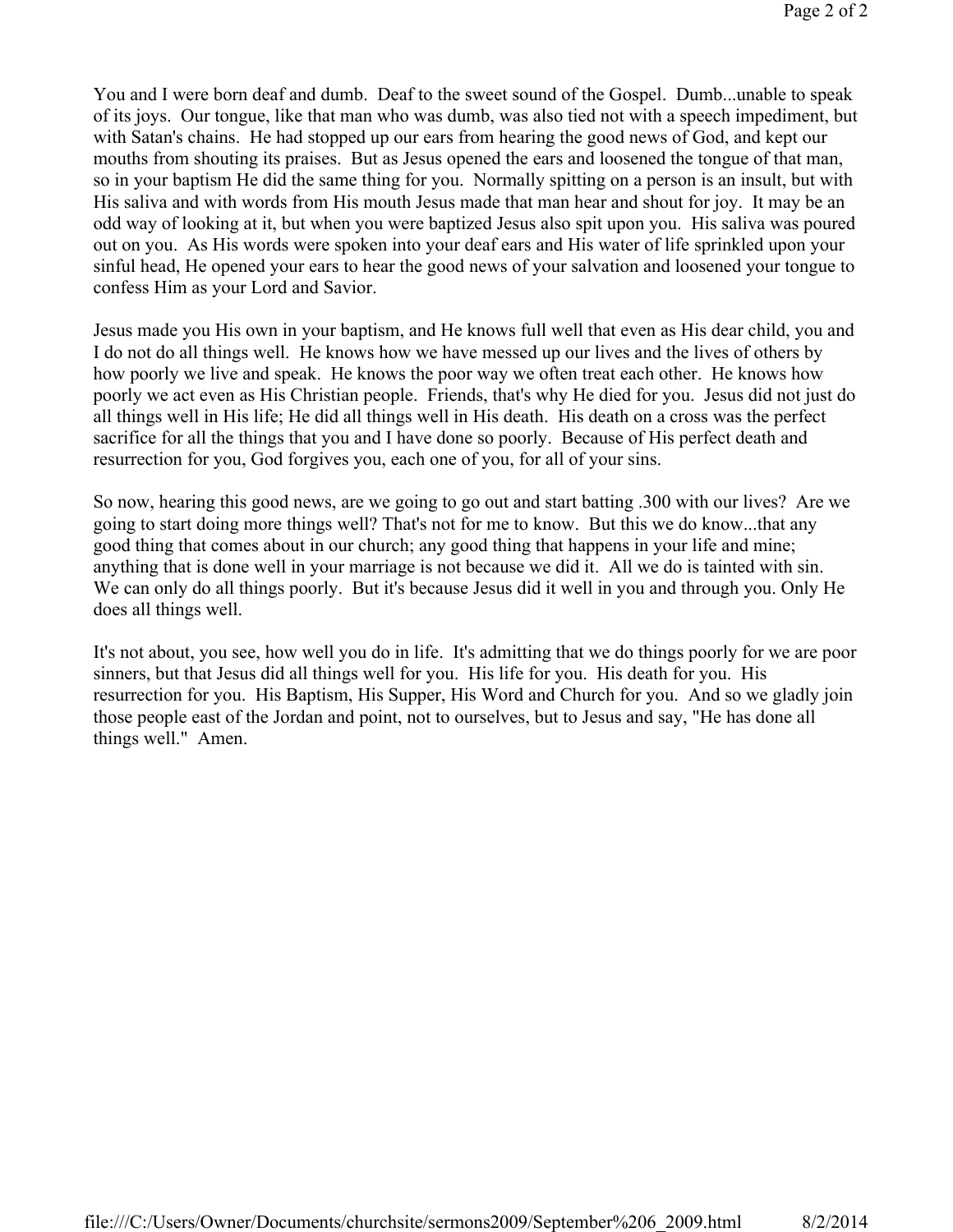You and I were born deaf and dumb. Deaf to the sweet sound of the Gospel. Dumb...unable to speak of its joys. Our tongue, like that man who was dumb, was also tied not with a speech impediment, but with Satan's chains. He had stopped up our ears from hearing the good news of God, and kept our mouths from shouting its praises. But as Jesus opened the ears and loosened the tongue of that man, so in your baptism He did the same thing for you. Normally spitting on a person is an insult, but with His saliva and with words from His mouth Jesus made that man hear and shout for joy. It may be an odd way of looking at it, but when you were baptized Jesus also spit upon you. His saliva was poured out on you. As His words were spoken into your deaf ears and His water of life sprinkled upon your sinful head, He opened your ears to hear the good news of your salvation and loosened your tongue to confess Him as your Lord and Savior.

Jesus made you His own in your baptism, and He knows full well that even as His dear child, you and I do not do all things well. He knows how we have messed up our lives and the lives of others by how poorly we live and speak. He knows the poor way we often treat each other. He knows how poorly we act even as His Christian people. Friends, that's why He died for you. Jesus did not just do all things well in His life; He did all things well in His death. His death on a cross was the perfect sacrifice for all the things that you and I have done so poorly. Because of His perfect death and resurrection for you, God forgives you, each one of you, for all of your sins.

So now, hearing this good news, are we going to go out and start batting .300 with our lives? Are we going to start doing more things well? That's not for me to know. But this we do know...that any good thing that comes about in our church; any good thing that happens in your life and mine; anything that is done well in your marriage is not because we did it. All we do is tainted with sin. We can only do all things poorly. But it's because Jesus did it well in you and through you. Only He does all things well.

It's not about, you see, how well you do in life. It's admitting that we do things poorly for we are poor sinners, but that Jesus did all things well for you. His life for you. His death for you. His resurrection for you. His Baptism, His Supper, His Word and Church for you. And so we gladly join those people east of the Jordan and point, not to ourselves, but to Jesus and say, "He has done all things well." Amen.